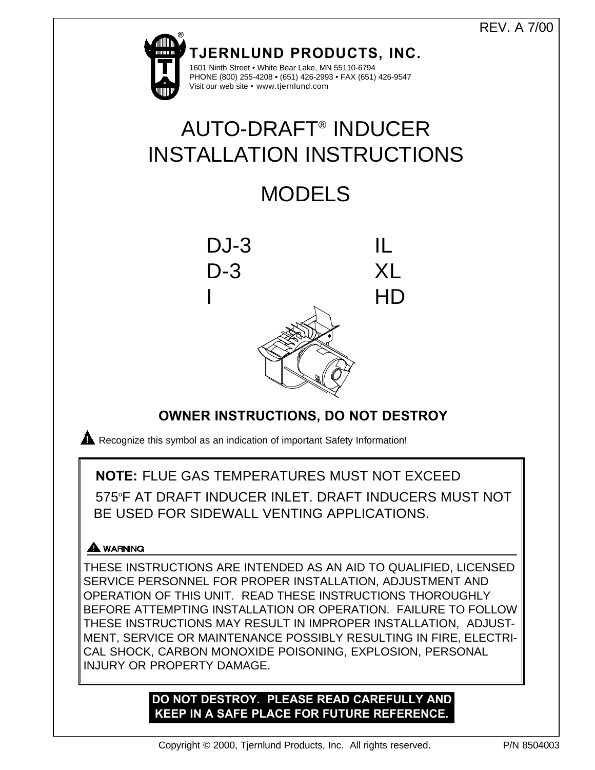REV. A 7/00

**TJERNLUND PRODUCTS, INC.**

1601 Ninth Street • White Bear Lake, MN 55110-6794
PHONE (800) 255-4208 • (651) 426-2993 • FAX (651) 426-9547
Visit our web site • www.tjernlund.com

# AUTO-DRAFT® INDUCER INSTALLATION INSTRUCTIONS

## MODELS

| | |
|---|---|
| DJ-3 | IL |
| D-3 | XL |
| I | HD |

**OWNER INSTRUCTIONS, DO NOT DESTROY**

⚠ Recognize this symbol as an indication of important Safety Information!

**NOTE:** FLUE GAS TEMPERATURES MUST NOT EXCEED 575°F AT DRAFT INDUCER INLET. DRAFT INDUCERS MUST NOT BE USED FOR SIDEWALL VENTING APPLICATIONS.

**⚠ WARNING**

THESE INSTRUCTIONS ARE INTENDED AS AN AID TO QUALIFIED, LICENSED SERVICE PERSONNEL FOR PROPER INSTALLATION, ADJUSTMENT AND OPERATION OF THIS UNIT. READ THESE INSTRUCTIONS THOROUGHLY BEFORE ATTEMPTING INSTALLATION OR OPERATION. FAILURE TO FOLLOW THESE INSTRUCTIONS MAY RESULT IN IMPROPER INSTALLATION, ADJUSTMENT, SERVICE OR MAINTENANCE POSSIBLY RESULTING IN FIRE, ELECTRICAL SHOCK, CARBON MONOXIDE POISONING, EXPLOSION, PERSONAL INJURY OR PROPERTY DAMAGE.

**DO NOT DESTROY. PLEASE READ CAREFULLY AND KEEP IN A SAFE PLACE FOR FUTURE REFERENCE.**

Copyright © 2000, Tjernlund Products, Inc. All rights reserved. P/N 8504003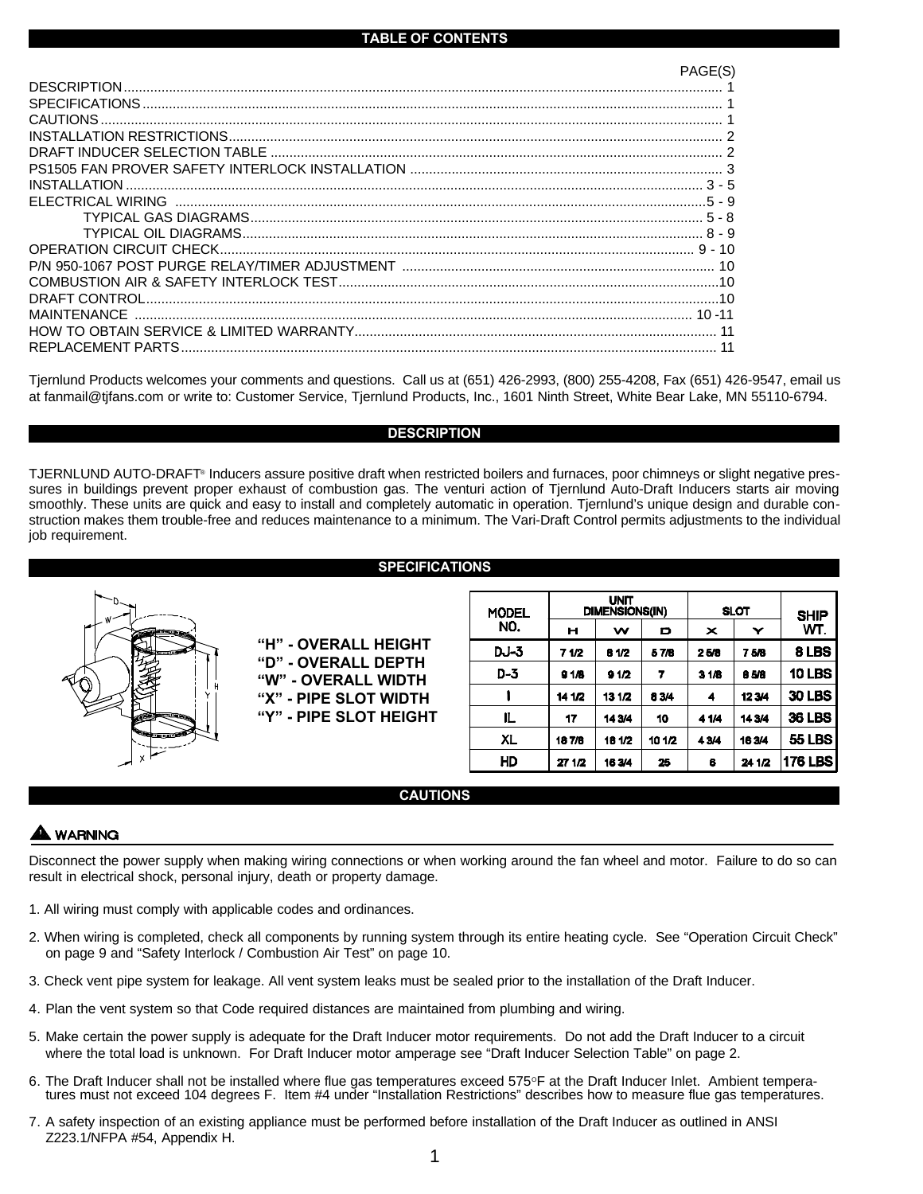## TABLE OF CONTENTS

| | PAGE(S) |
|---|---|
| DESCRIPTION | 1 |
| SPECIFICATIONS | 1 |
| CAUTIONS | 1 |
| INSTALLATION RESTRICTIONS | 2 |
| DRAFT INDUCER SELECTION TABLE | 2 |
| PS1505 FAN PROVER SAFETY INTERLOCK INSTALLATION | 3 |
| INSTALLATION | 3 - 5 |
| ELECTRICAL WIRING | 5 - 9 |
| TYPICAL GAS DIAGRAMS | 5 - 8 |
| TYPICAL OIL DIAGRAMS | 8 - 9 |
| OPERATION CIRCUIT CHECK | 9 - 10 |
| P/N 950-1067 POST PURGE RELAY/TIMER ADJUSTMENT | 10 |
| COMBUSTION AIR & SAFETY INTERLOCK TEST | 10 |
| DRAFT CONTROL | 10 |
| MAINTENANCE | 10 -11 |
| HOW TO OBTAIN SERVICE & LIMITED WARRANTY | 11 |
| REPLACEMENT PARTS | 11 |

Tjernlund Products welcomes your comments and questions. Call us at (651) 426-2993, (800) 255-4208, Fax (651) 426-9547, email us at fanmail@tjfans.com or write to: Customer Service, Tjernlund Products, Inc., 1601 Ninth Street, White Bear Lake, MN 55110-6794.

## DESCRIPTION

TJERNLUND AUTO-DRAFT® Inducers assure positive draft when restricted boilers and furnaces, poor chimneys or slight negative pressures in buildings prevent proper exhaust of combustion gas. The venturi action of Tjernlund Auto-Draft Inducers starts air moving smoothly. These units are quick and easy to install and completely automatic in operation. Tjernlund's unique design and durable construction makes them trouble-free and reduces maintenance to a minimum. The Vari-Draft Control permits adjustments to the individual job requirement.

## SPECIFICATIONS

**"H" - OVERALL HEIGHT**
**"D" - OVERALL DEPTH**
**"W" - OVERALL WIDTH**
**"X" - PIPE SLOT WIDTH**
**"Y" - PIPE SLOT HEIGHT**

| MODEL NO. | UNIT DIMENSIONS(IN) | | | SLOT | | SHIP WT. |
|---|---|---|---|---|---|---|
| | H | W | D | X | Y | |
| DJ-3 | 7 1/2 | 8 1/2 | 5 7/8 | 2 5/8 | 7 5/8 | 8 LBS |
| D-3 | 9 1/8 | 9 1/2 | 7 | 3 1/8 | 8 5/8 | 10 LBS |
| I | 14 1/2 | 13 1/2 | 8 3/4 | 4 | 12 3/4 | 30 LBS |
| IL | 17 | 14 3/4 | 10 | 4 1/4 | 14 3/4 | 36 LBS |
| XL | 18 7/8 | 18 1/2 | 10 1/2 | 4 3/4 | 16 3/4 | 55 LBS |
| HD | 27 1/2 | 16 3/4 | 25 | 6 | 24 1/2 | 176 LBS |

## CAUTIONS

**⚠ WARNING**

Disconnect the power supply when making wiring connections or when working around the fan wheel and motor. Failure to do so can result in electrical shock, personal injury, death or property damage.

1. All wiring must comply with applicable codes and ordinances.
2. When wiring is completed, check all components by running system through its entire heating cycle. See "Operation Circuit Check" on page 9 and "Safety Interlock / Combustion Air Test" on page 10.
3. Check vent pipe system for leakage. All vent system leaks must be sealed prior to the installation of the Draft Inducer.
4. Plan the vent system so that Code required distances are maintained from plumbing and wiring.
5. Make certain the power supply is adequate for the Draft Inducer motor requirements. Do not add the Draft Inducer to a circuit where the total load is unknown. For Draft Inducer motor amperage see "Draft Inducer Selection Table" on page 2.
6. The Draft Inducer shall not be installed where flue gas temperatures exceed 575°F at the Draft Inducer Inlet. Ambient temperatures must not exceed 104 degrees F. Item #4 under "Installation Restrictions" describes how to measure flue gas temperatures.
7. A safety inspection of an existing appliance must be performed before installation of the Draft Inducer as outlined in ANSI Z223.1/NFPA #54, Appendix H.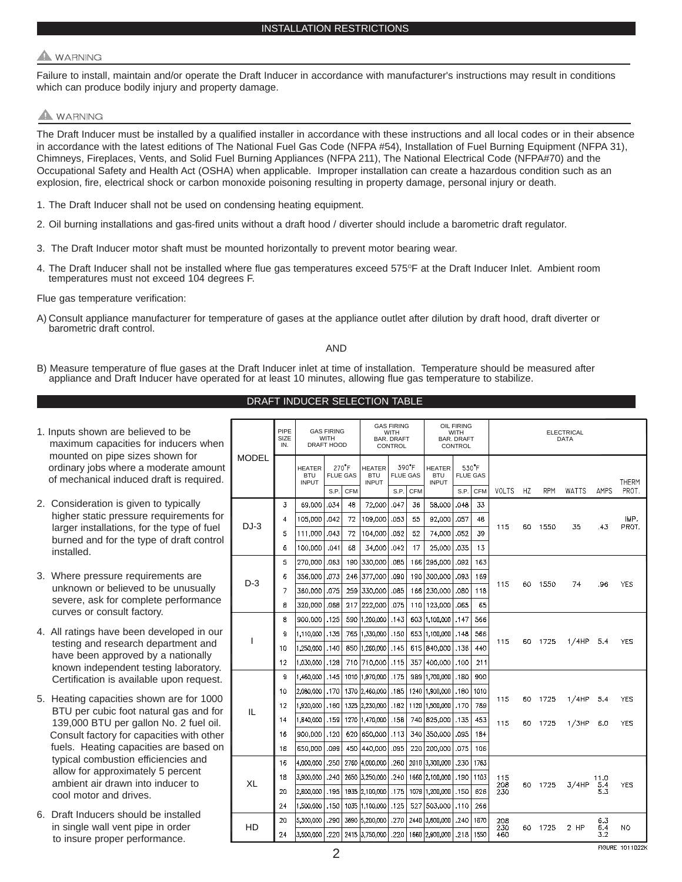## INSTALLATION RESTRICTIONS

⚠ WARNING

Failure to install, maintain and/or operate the Draft Inducer in accordance with manufacturer's instructions may result in conditions which can produce bodily injury and property damage.

⚠ WARNING

The Draft Inducer must be installed by a qualified installer in accordance with these instructions and all local codes or in their absence in accordance with the latest editions of The National Fuel Gas Code (NFPA #54), Installation of Fuel Burning Equipment (NFPA 31), Chimneys, Fireplaces, Vents, and Solid Fuel Burning Appliances (NFPA 211), The National Electrical Code (NFPA#70) and the Occupational Safety and Health Act (OSHA) when applicable. Improper installation can create a hazardous condition such as an explosion, fire, electrical shock or carbon monoxide poisoning resulting in property damage, personal injury or death.

1. The Draft Inducer shall not be used on condensing heating equipment.
2. Oil burning installations and gas-fired units without a draft hood / diverter should include a barometric draft regulator.
3. The Draft Inducer motor shaft must be mounted horizontally to prevent motor bearing wear.
4. The Draft Inducer shall not be installed where flue gas temperatures exceed 575°F at the Draft Inducer Inlet. Ambient room temperatures must not exceed 104 degrees F.

Flue gas temperature verification:

A) Consult appliance manufacturer for temperature of gases at the appliance outlet after dilution by draft hood, draft diverter or barometric draft control.

AND

B) Measure temperature of flue gases at the Draft Inducer inlet at time of installation. Temperature should be measured after appliance and Draft Inducer have operated for at least 10 minutes, allowing flue gas temperature to stabilize.

## DRAFT INDUCER SELECTION TABLE

1. Inputs shown are believed to be maximum capacities for inducers when mounted on pipe sizes shown for ordinary jobs where a moderate amount of mechanical induced draft is required.
2. Consideration is given to typically higher static pressure requirements for larger installations, for the type of fuel burned and for the type of draft control installed.
3. Where pressure requirements are unknown or believed to be unusually severe, ask for complete performance curves or consult factory.
4. All ratings have been developed in our testing and research department and have been approved by a nationally known independent testing laboratory. Certification is available upon request.
5. Heating capacities shown are for 1000 BTU per cubic foot natural gas and for 139,000 BTU per gallon No. 2 fuel oil. Consult factory for capacities with other fuels. Heating capacities are based on typical combustion efficiencies and allow for approximately 5 percent ambient air drawn into inducer to cool motor and drives.
6. Draft Inducers should be installed in single wall vent pipe in order to insure proper performance.

| MODEL | PIPE SIZE IN. | GAS FIRING WITH DRAFT HOOD | | | GAS FIRING WITH BAR. DRAFT CONTROL | | | OIL FIRING WITH BAR. DRAFT CONTROL | | | ELECTRICAL DATA | | | | | |
|---|---|---|---|---|---|---|---|---|---|---|---|---|---|---|---|---|
| | | HEATER BTU INPUT | 270°F FLUE GAS | | HEATER BTU INPUT | 390°F FLUE GAS | | HEATER BTU INPUT | 530°F FLUE GAS | | | | | | | |
| | | | S.P. | CFM | | S.P. | CFM | | S.P. | CFM | VOLTS | HZ | RPM | WATTS | AMPS | THERM PROT. |
| DJ-3 | 3 | 69,000 | .034 | 48 | 72,000 | .047 | 36 | 58,000 | .048 | 33 | 115 | 60 | 1550 | 35 | .43 | IMP. PROT. |
| | 4 | 105,000 | .042 | 72 | 109,000 | .053 | 55 | 92,000 | .057 | 48 | | | | | | |
| | 5 | 111,000 | .043 | 72 | 104,000 | .052 | 52 | 74,000 | .052 | 39 | | | | | | |
| | 6 | 100,000 | .041 | 68 | 34,000 | .042 | 17 | 25,000 | .035 | 13 | | | | | | |
| D-3 | 5 | 270,000 | .063 | 190 | 330,000 | .085 | 166 | 295,000 | .092 | 163 | 115 | 60 | 1550 | 74 | .96 | YES |
| | 6 | 356,000 | .073 | 246 | 377,000 | .090 | 190 | 300,000 | .093 | 169 | | | | | | |
| | 7 | 360,000 | .075 | 259 | 330,000 | .085 | 166 | 230,000 | .080 | 118 | | | | | | |
| | 8 | 320,000 | .068 | 217 | 222,000 | .075 | 110 | 123,000 | .065 | 65 | | | | | | |
| I | 8 | 900,000 | .125 | 590 | 1,200,000 | .143 | 603 | 1,100,000 | .147 | 566 | 115 | 60 | 1725 | 1/4HP | 5.4 | YES |
| | 9 | 1,110,000 | .135 | 765 | 1,330,000 | .150 | 653 | 1,100,000 | .148 | 566 | | | | | | |
| | 10 | 1,250,000 | .140 | 850 | 1,260,000 | .145 | 615 | 840,000 | .136 | 440 | | | | | | |
| | 12 | 1,030,000 | .128 | 710 | 710,000 | .115 | 357 | 400,000 | .100 | 211 | | | | | | |
| IL | 9 | 1,460,000 | .145 | 1010 | 1,970,000 | .175 | 989 | 1,700,000 | .180 | 900 | 115 | 60 | 1725 | 1/4HP | 5.4 | YES |
| | 10 | 2,080,000 | .170 | 1370 | 2,460,000 | .185 | 1240 | 1,900,000 | .180 | 1010 | | | | | | |
| | 12 | 1,920,000 | .160 | 1325 | 2,230,000 | .182 | 1120 | 1,500,000 | .170 | 789 | 115 | 60 | 1725 | 1/3HP | 6.0 | YES |
| | 14 | 1,840,000 | .159 | 1270 | 1,470,000 | .158 | 740 | 825,000 | .135 | 453 | | | | | | |
| | 16 | 900,000 | .120 | 620 | 650,000 | .113 | 340 | 350,000 | .095 | 184 | | | | | | |
| | 18 | 650,000 | .099 | 450 | 440,000 | .095 | 220 | 200,000 | .075 | 106 | | | | | | |
| XL | 16 | 4,000,000 | .250 | 2760 | 4,000,000 | .260 | 2010 | 3,300,000 | .230 | 1763 | 115 208 230 | 60 | 1725 | 3/4HP | 11.0 5.4 5.3 | YES |
| | 18 | 3,900,000 | .240 | 2650 | 3,250,000 | .240 | 1660 | 2,100,000 | .190 | 1103 | | | | | | |
| | 20 | 2,800,000 | .195 | 1935 | 2,100,000 | .175 | 1079 | 1,200,000 | .150 | 626 | | | | | | |
| | 24 | 1,500,000 | .150 | 1035 | 1,100,000 | .125 | 527 | 503,000 | .110 | 266 | | | | | | |
| HD | 20 | 5,300,000 | .290 | 3690 | 5,200,000 | .270 | 2440 | 3,600,000 | .240 | 1870 | 208 230 460 | 60 | 1725 | 2 HP | 6.3 6.4 3.2 | NO |
| | 24 | 3,500,000 | .220 | 2415 | 3,750,000 | .220 | 1660 | 2,900,000 | .218 | 1550 | | | | | | |

FIGURE 1011D22K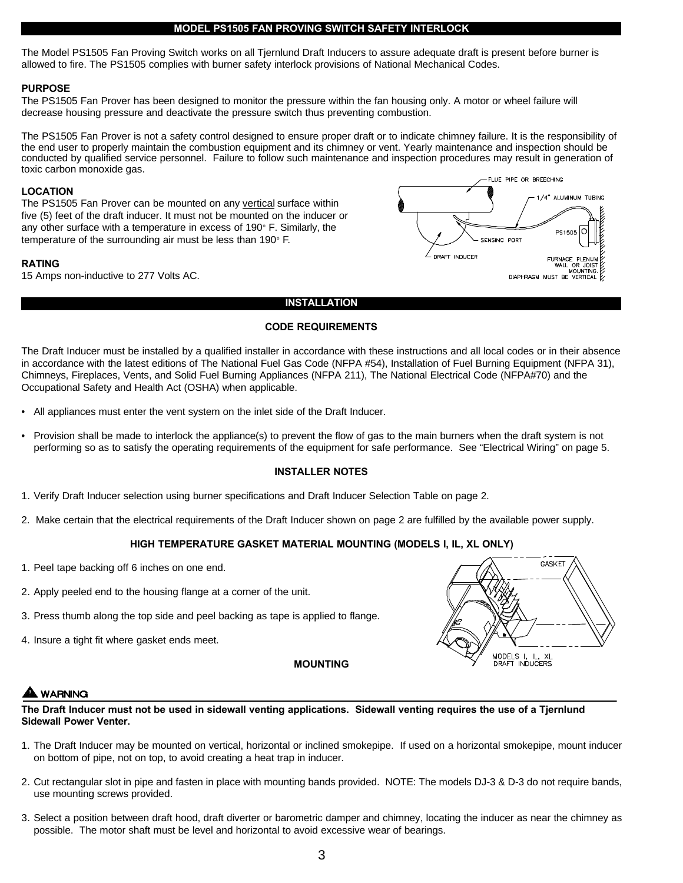## MODEL PS1505 FAN PROVING SWITCH SAFETY INTERLOCK

The Model PS1505 Fan Proving Switch works on all Tjernlund Draft Inducers to assure adequate draft is present before burner is allowed to fire. The PS1505 complies with burner safety interlock provisions of National Mechanical Codes.

**PURPOSE**

The PS1505 Fan Prover has been designed to monitor the pressure within the fan housing only. A motor or wheel failure will decrease housing pressure and deactivate the pressure switch thus preventing combustion.

The PS1505 Fan Prover is not a safety control designed to ensure proper draft or to indicate chimney failure. It is the responsibility of the end user to properly maintain the combustion equipment and its chimney or vent. Yearly maintenance and inspection should be conducted by qualified service personnel. Failure to follow such maintenance and inspection procedures may result in generation of toxic carbon monoxide gas.

**LOCATION**

The PS1505 Fan Prover can be mounted on any vertical surface within five (5) feet of the draft inducer. It must not be mounted on the inducer or any other surface with a temperature in excess of 190° F. Similarly, the temperature of the surrounding air must be less than 190° F.

**RATING**

15 Amps non-inductive to 277 Volts AC.

FLUE PIPE OR BREECHING
1/4" ALUMINUM TUBING
PS1505
SENSING PORT
DRAFT INDUCER
FURNACE PLENUM WALL OR JOIST MOUNTING. DIAPHRAGM MUST BE VERTICAL

## INSTALLATION

### CODE REQUIREMENTS

The Draft Inducer must be installed by a qualified installer in accordance with these instructions and all local codes or in their absence in accordance with the latest editions of The National Fuel Gas Code (NFPA #54), Installation of Fuel Burning Equipment (NFPA 31), Chimneys, Fireplaces, Vents, and Solid Fuel Burning Appliances (NFPA 211), The National Electrical Code (NFPA#70) and the Occupational Safety and Health Act (OSHA) when applicable.

- All appliances must enter the vent system on the inlet side of the Draft Inducer.
- Provision shall be made to interlock the appliance(s) to prevent the flow of gas to the main burners when the draft system is not performing so as to satisfy the operating requirements of the equipment for safe performance. See "Electrical Wiring" on page 5.

### INSTALLER NOTES

1. Verify Draft Inducer selection using burner specifications and Draft Inducer Selection Table on page 2.
2. Make certain that the electrical requirements of the Draft Inducer shown on page 2 are fulfilled by the available power supply.

### HIGH TEMPERATURE GASKET MATERIAL MOUNTING (MODELS I, IL, XL ONLY)

1. Peel tape backing off 6 inches on one end.
2. Apply peeled end to the housing flange at a corner of the unit.
3. Press thumb along the top side and peel backing as tape is applied to flange.
4. Insure a tight fit where gasket ends meet.

GASKET
MODELS I, IL, XL DRAFT INDUCERS

### MOUNTING

**⚠ WARNING**

**The Draft Inducer must not be used in sidewall venting applications. Sidewall venting requires the use of a Tjernlund Sidewall Power Venter.**

1. The Draft Inducer may be mounted on vertical, horizontal or inclined smokepipe. If used on a horizontal smokepipe, mount inducer on bottom of pipe, not on top, to avoid creating a heat trap in inducer.
2. Cut rectangular slot in pipe and fasten in place with mounting bands provided. NOTE: The models DJ-3 & D-3 do not require bands, use mounting screws provided.
3. Select a position between draft hood, draft diverter or barometric damper and chimney, locating the inducer as near the chimney as possible. The motor shaft must be level and horizontal to avoid excessive wear of bearings.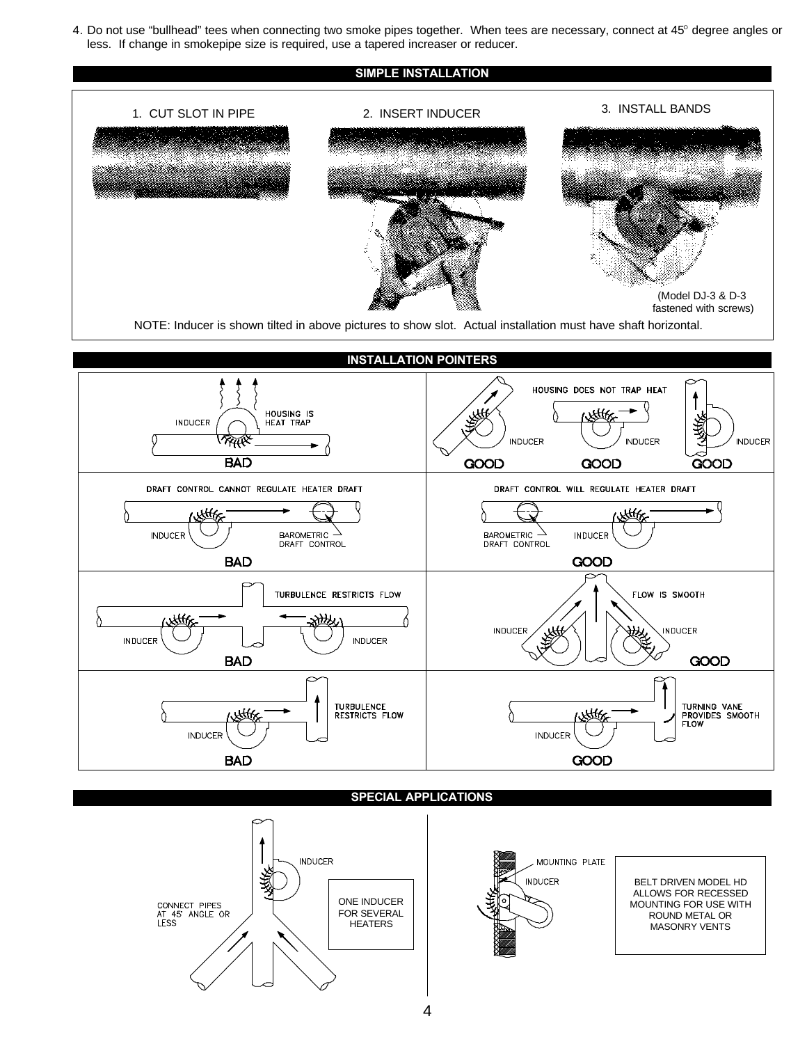4. Do not use "bullhead" tees when connecting two smoke pipes together. When tees are necessary, connect at 45° degree angles or less. If change in smokepipe size is required, use a tapered increaser or reducer.

## SIMPLE INSTALLATION

1. CUT SLOT IN PIPE
2. INSERT INDUCER
3. INSTALL BANDS

(Model DJ-3 & D-3 fastened with screws)

NOTE: Inducer is shown tilted in above pictures to show slot. Actual installation must have shaft horizontal.

## INSTALLATION POINTERS

| | |
|---|---|
| INDUCER — HOUSING IS HEAT TRAP — **BAD** | HOUSING DOES NOT TRAP HEAT — INDUCER **GOOD**, INDUCER **GOOD**, INDUCER **GOOD** |
| DRAFT CONTROL CANNOT REGULATE HEATER DRAFT — INDUCER, BAROMETRIC DRAFT CONTROL — **BAD** | DRAFT CONTROL WILL REGULATE HEATER DRAFT — BAROMETRIC DRAFT CONTROL, INDUCER — **GOOD** |
| TURBULENCE RESTRICTS FLOW — INDUCER, INDUCER — **BAD** | FLOW IS SMOOTH — INDUCER, INDUCER — **GOOD** |
| TURBULENCE RESTRICTS FLOW — INDUCER — **BAD** | TURNING VANE PROVIDES SMOOTH FLOW — INDUCER — **GOOD** |

## SPECIAL APPLICATIONS

INDUCER

CONNECT PIPES AT 45° ANGLE OR LESS

ONE INDUCER FOR SEVERAL HEATERS

MOUNTING PLATE

INDUCER

BELT DRIVEN MODEL HD ALLOWS FOR RECESSED MOUNTING FOR USE WITH ROUND METAL OR MASONRY VENTS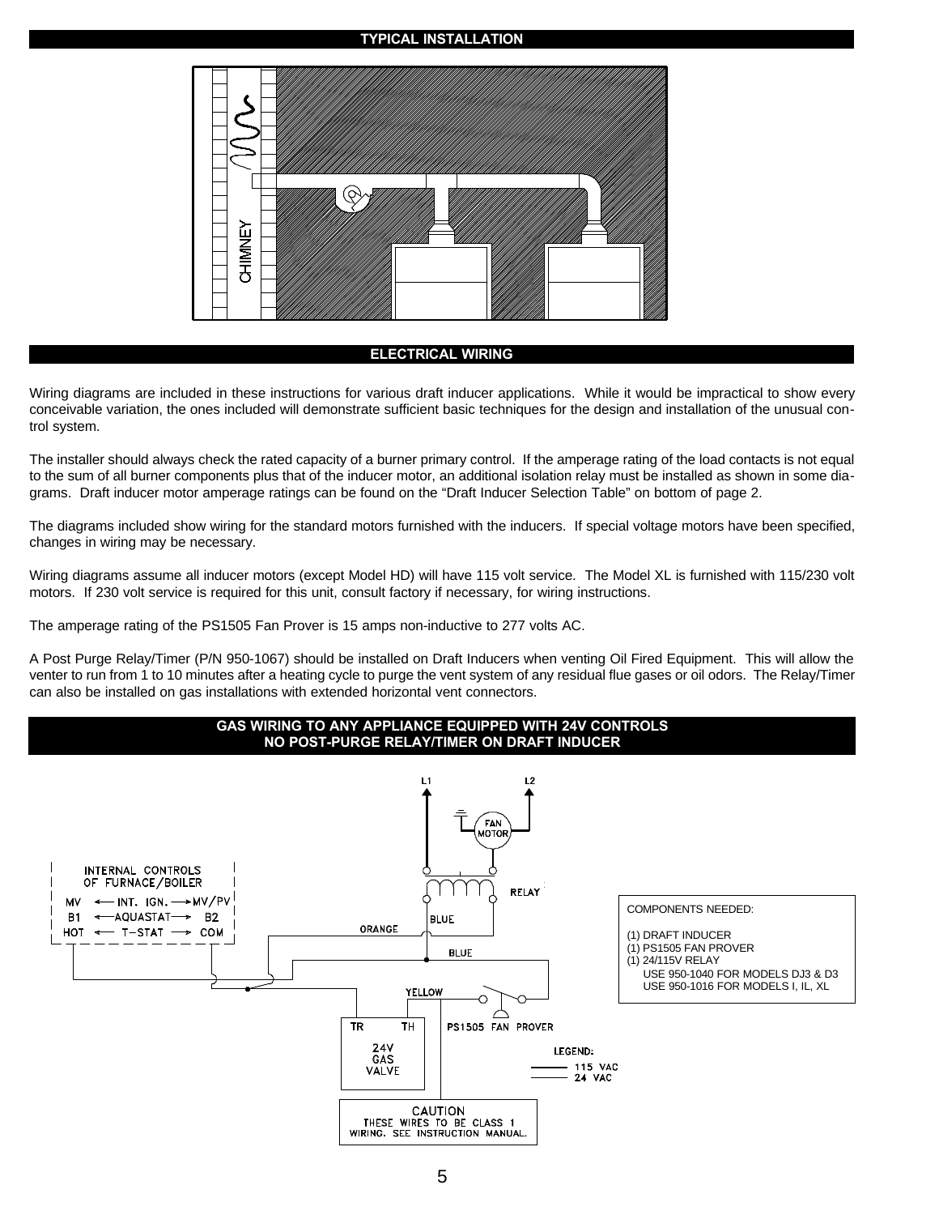## TYPICAL INSTALLATION

## ELECTRICAL WIRING

Wiring diagrams are included in these instructions for various draft inducer applications. While it would be impractical to show every conceivable variation, the ones included will demonstrate sufficient basic techniques for the design and installation of the unusual control system.

The installer should always check the rated capacity of a burner primary control. If the amperage rating of the load contacts is not equal to the sum of all burner components plus that of the inducer motor, an additional isolation relay must be installed as shown in some diagrams. Draft inducer motor amperage ratings can be found on the "Draft Inducer Selection Table" on bottom of page 2.

The diagrams included show wiring for the standard motors furnished with the inducers. If special voltage motors have been specified, changes in wiring may be necessary.

Wiring diagrams assume all inducer motors (except Model HD) will have 115 volt service. The Model XL is furnished with 115/230 volt motors. If 230 volt service is required for this unit, consult factory if necessary, for wiring instructions.

The amperage rating of the PS1505 Fan Prover is 15 amps non-inductive to 277 volts AC.

A Post Purge Relay/Timer (P/N 950-1067) should be installed on Draft Inducers when venting Oil Fired Equipment. This will allow the venter to run from 1 to 10 minutes after a heating cycle to purge the vent system of any residual flue gases or oil odors. The Relay/Timer can also be installed on gas installations with extended horizontal vent connectors.

## GAS WIRING TO ANY APPLIANCE EQUIPPED WITH 24V CONTROLS
## NO POST-PURGE RELAY/TIMER ON DRAFT INDUCER

COMPONENTS NEEDED:

(1) DRAFT INDUCER
(1) PS1505 FAN PROVER
(1) 24/115V RELAY
USE 950-1040 FOR MODELS DJ3 & D3
USE 950-1016 FOR MODELS I, IL, XL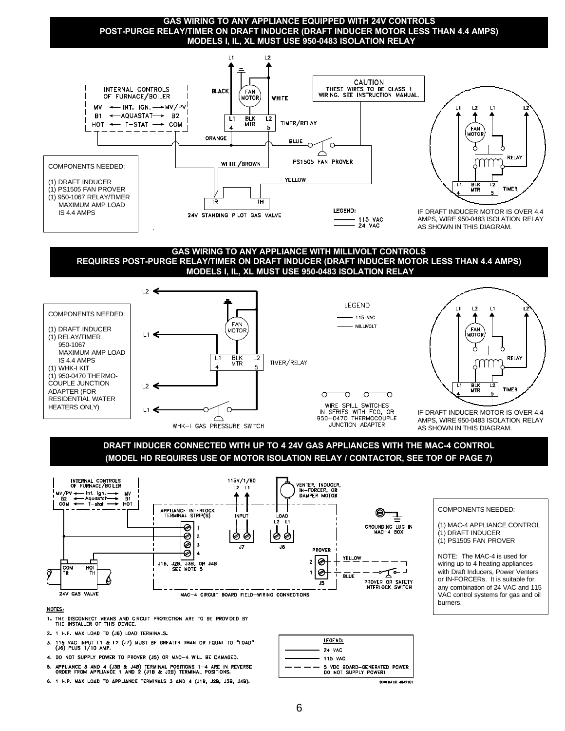## GAS WIRING TO ANY APPLIANCE EQUIPPED WITH 24V CONTROLS
## POST-PURGE RELAY/TIMER ON DRAFT INDUCER (DRAFT INDUCER MOTOR LESS THAN 4.4 AMPS)
## MODELS I, IL, XL MUST USE 950-0483 ISOLATION RELAY

L1 L2

INTERNAL CONTROLS OF FURNACE/BOILER

MV ← INT. IGN. → MV/PV
B1 ← AQUASTAT → B2
HOT ← T-STAT → COM

BLACK  FAN MOTOR  WHITE

L1 BLK MTR L2
4 5

TIMER/RELAY

CAUTION
THESE WIRES TO BE CLASS 1 WIRING. SEE INSTRUCTION MANUAL.

ORANGE  BLUE

PS1505 FAN PROVER

WHITE/BROWN

YELLOW

TR TH

24V STANDING PILOT GAS VALVE

LEGEND:
115 VAC
24 VAC

COMPONENTS NEEDED:

(1) DRAFT INDUCER
(1) PS1505 FAN PROVER
(1) 950-1067 RELAY/TIMER
MAXIMUM AMP LOAD IS 4.4 AMPS

L1 L2 L1 L2

FAN MOTOR

RELAY

L1 BLK MTR L2
4 5

TIMER

IF DRAFT INDUCER MOTOR IS OVER 4.4 AMPS, WIRE 950-0483 ISOLATION RELAY AS SHOWN IN THIS DIAGRAM.

## GAS WIRING TO ANY APPLIANCE WITH MILLIVOLT CONTROLS
## REQUIRES POST-PURGE RELAY/TIMER ON DRAFT INDUCER (DRAFT INDUCER MOTOR LESS THAN 4.4 AMPS)
## MODELS I, IL, XL MUST USE 950-0483 ISOLATION RELAY

COMPONENTS NEEDED:

(1) DRAFT INDUCER
(1) RELAY/TIMER 950-1067
MAXIMUM AMP LOAD IS 4.4 AMPS
(1) WHK-I KIT
(1) 950-0470 THERMOCOUPLE JUNCTION ADAPTER (FOR RESIDENTIAL WATER HEATERS ONLY)

L2 L1 L2 L1

FAN MOTOR

L1 BLK MTR L2
4 5

TIMER/RELAY

WHK-I GAS PRESSURE SWITCH

LEGEND
115 VAC
MILLIVOLT

WIRE SPILL SWITCHES IN SERIES WITH ECO, OR 950-0470 THERMOCOUPLE JUNCTION ADAPTER

L1 L2 L1 L2

FAN MOTOR

RELAY

L1 BLK MTR L2
4 5

TIMER

IF DRAFT INDUCER MOTOR IS OVER 4.4 AMPS, WIRE 950-0483 ISOLATION RELAY AS SHOWN IN THIS DIAGRAM.

## DRAFT INDUCER CONNECTED WITH UP TO 4 24V GAS APPLIANCES WITH THE MAC-4 CONTROL
## (MODEL HD REQUIRES USE OF MOTOR ISOLATION RELAY / CONTACTOR, SEE TOP OF PAGE 7)

INTERNAL CONTROLS OF FURNACE/BOILER

MV/PV ← Int. Ign. → MV
B2 ← Aquastat → B1
COM ← T-stat → HOT

115V/1/60
L2 L1

VENTER, INDUCER, IN-FORCER, OR DAMPER MOTOR

APPLIANCE INTERLOCK TERMINAL STRIP(S)
1 2 3 4

J1B, J2B, J3B, OR J4B SEE NOTE 5

INPUT J7

LOAD L2 L1 J6

GROUNDING LUG IN MAC-4 BOX

PROVER 2 1 J5

YELLOW BLUE

PROVER OR SAFETY INTERLOCK SWITCH

COM TR HOT TH

24V GAS VALVE

MAC-4 CIRCUIT BOARD FIELD-WIRING CONNECTIONS

COMPONENTS NEEDED:

(1) MAC-4 APPLIANCE CONTROL
(1) DRAFT INDUCER
(1) PS1505 FAN PROVER

NOTE: The MAC-4 is used for wiring up to 4 heating appliances with Draft Inducers, Power Venters or IN-FORCERs. It is suitable for any combination of 24 VAC and 115 VAC control systems for gas and oil burners.

NOTES:

1. THE DISCONNECT MEANS AND CIRCUIT PROTECTION ARE TO BE PROVIDED BY THE INSTALLER OF THIS DEVICE.
2. 1 H.P. MAX LOAD TO (J6) LOAD TERMINALS.
3. 115 VAC INPUT L1 & L2 (J7) MUST BE GREATER THAN OR EQUAL TO "LOAD" (J6) PLUS 1/10 AMP.
4. DO NOT SUPPLY POWER TO PROVER (J5) OR MAC-4 WILL BE DAMAGED.
5. APPLIANCE 3 AND 4 (J3B & J4B) TERMINAL POSITIONS 1-4 ARE IN REVERSE ORDER FROM APPLIANCE 1 AND 2 (J1B & J2B) TERMINAL POSITIONS.
6. 1 H.P. MAX LOAD TO APPLIANCE TERMINALS 3 AND 4 (J1B, J2B, J3B, J4B).

LEGEND:
24 VAC
115 VAC
5 VDC BOARD-GENERATED POWER DO NOT SUPPLY POWER!

SCHEMATIC 4842101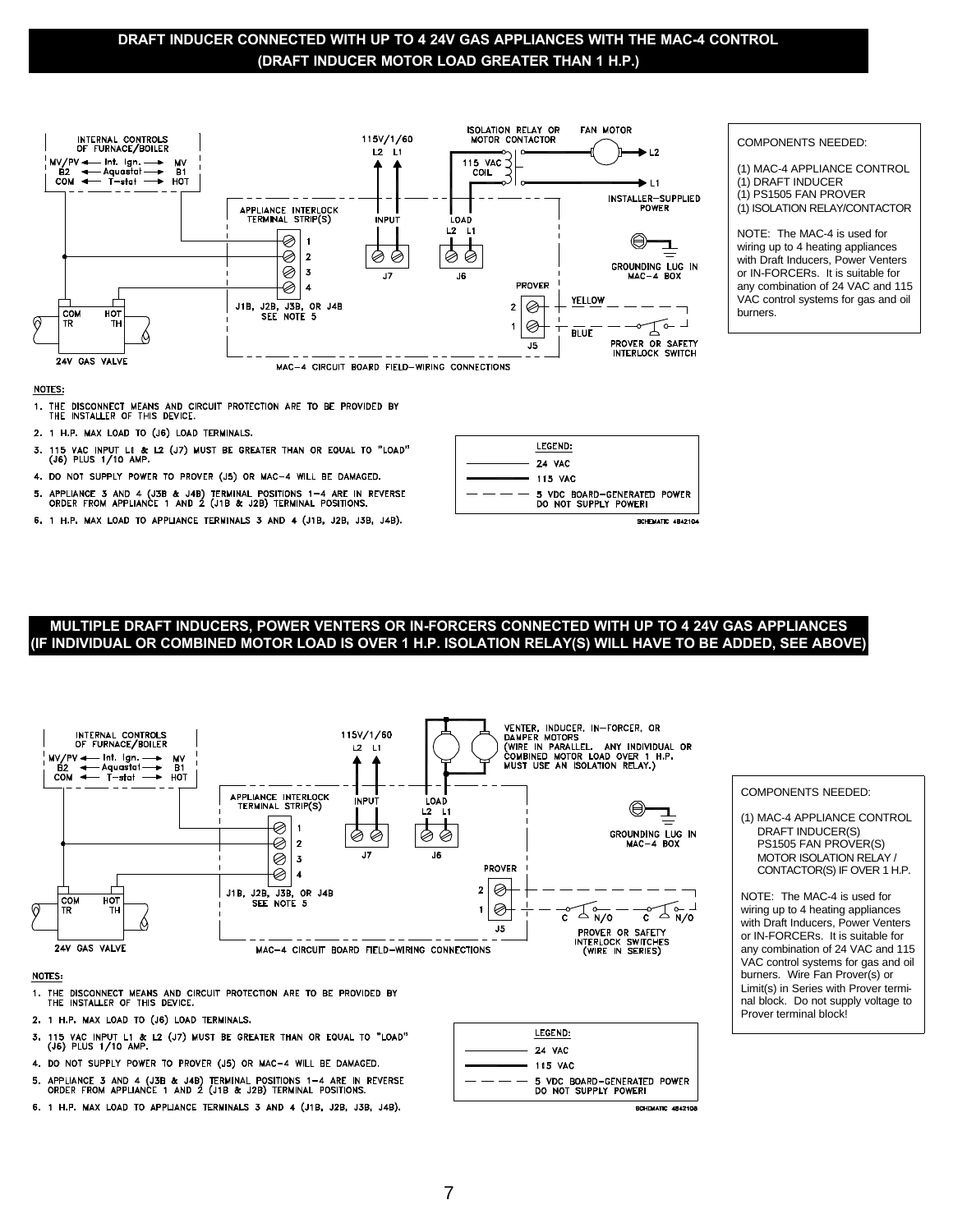## DRAFT INDUCER CONNECTED WITH UP TO 4 24V GAS APPLIANCES WITH THE MAC-4 CONTROL (DRAFT INDUCER MOTOR LOAD GREATER THAN 1 H.P.)

INTERNAL CONTROLS OF FURNACE/BOILER

MV/PV ← Int. Ign. → MV
B2 ← Aquastat → B1
COM ← T-stat → HOT

115V/1/60
L2 L1

ISOLATION RELAY OR MOTOR CONTACTOR

115 VAC COIL

FAN MOTOR

L2

L1

INSTALLER-SUPPLIED POWER

APPLIANCE INTERLOCK TERMINAL STRIP(S)

INPUT

LOAD
L2 L1

1
2
3
4

J7

J6

GROUNDING LUG IN MAC-4 BOX

PROVER

2 YELLOW

1 BLUE

J5

PROVER OR SAFETY INTERLOCK SWITCH

J1B, J2B, J3B, OR J4B
SEE NOTE 5

COM TR
HOT TH

24V GAS VALVE

MAC-4 CIRCUIT BOARD FIELD-WIRING CONNECTIONS

COMPONENTS NEEDED:

(1) MAC-4 APPLIANCE CONTROL
(1) DRAFT INDUCER
(1) PS1505 FAN PROVER
(1) ISOLATION RELAY/CONTACTOR

NOTE: The MAC-4 is used for wiring up to 4 heating appliances with Draft Inducers, Power Venters or IN-FORCERs. It is suitable for any combination of 24 VAC and 115 VAC control systems for gas and oil burners.

NOTES:

1. THE DISCONNECT MEANS AND CIRCUIT PROTECTION ARE TO BE PROVIDED BY THE INSTALLER OF THIS DEVICE.
2. 1 H.P. MAX LOAD TO (J6) LOAD TERMINALS.
3. 115 VAC INPUT L1 & L2 (J7) MUST BE GREATER THAN OR EQUAL TO "LOAD" (J6) PLUS 1/10 AMP.
4. DO NOT SUPPLY POWER TO PROVER (J5) OR MAC-4 WILL BE DAMAGED.
5. APPLIANCE 3 AND 4 (J3B & J4B) TERMINAL POSITIONS 1-4 ARE IN REVERSE ORDER FROM APPLIANCE 1 AND 2 (J1B & J2B) TERMINAL POSITIONS.
6. 1 H.P. MAX LOAD TO APPLIANCE TERMINALS 3 AND 4 (J1B, J2B, J3B, J4B).

LEGEND:
- 24 VAC
- 115 VAC
- 5 VDC BOARD-GENERATED POWER DO NOT SUPPLY POWER!

SCHEMATIC 4842104

## MULTIPLE DRAFT INDUCERS, POWER VENTERS OR IN-FORCERS CONNECTED WITH UP TO 4 24V GAS APPLIANCES (IF INDIVIDUAL OR COMBINED MOTOR LOAD IS OVER 1 H.P. ISOLATION RELAY(S) WILL HAVE TO BE ADDED, SEE ABOVE)

INTERNAL CONTROLS OF FURNACE/BOILER

MV/PV ← Int. Ign. → MV
B2 ← Aquastat → B1
COM ← T-stat → HOT

115V/1/60
L2 L1

VENTER, INDUCER, IN-FORCER, OR DAMPER MOTORS
(WIRE IN PARALLEL. ANY INDIVIDUAL OR COMBINED MOTOR LOAD OVER 1 H.P. MUST USE AN ISOLATION RELAY.)

APPLIANCE INTERLOCK TERMINAL STRIP(S)

INPUT

LOAD
L2 L1

1
2
3
4

J7

J6

GROUNDING LUG IN MAC-4 BOX

PROVER

2
1

J5

C N/O C N/O

PROVER OR SAFETY INTERLOCK SWITCHES (WIRE IN SERIES)

J1B, J2B, J3B, OR J4B
SEE NOTE 5

COM TR
HOT TH

24V GAS VALVE

MAC-4 CIRCUIT BOARD FIELD-WIRING CONNECTIONS

COMPONENTS NEEDED:

(1) MAC-4 APPLIANCE CONTROL
DRAFT INDUCER(S)
PS1505 FAN PROVER(S)
MOTOR ISOLATION RELAY / CONTACTOR(S) IF OVER 1 H.P.

NOTE: The MAC-4 is used for wiring up to 4 heating appliances with Draft Inducers, Power Venters or IN-FORCERs. It is suitable for any combination of 24 VAC and 115 VAC control systems for gas and oil burners. Wire Fan Prover(s) or Limit(s) in Series with Prover terminal block. Do not supply voltage to Prover terminal block!

NOTES:

1. THE DISCONNECT MEANS AND CIRCUIT PROTECTION ARE TO BE PROVIDED BY THE INSTALLER OF THIS DEVICE.
2. 1 H.P. MAX LOAD TO (J6) LOAD TERMINALS.
3. 115 VAC INPUT L1 & L2 (J7) MUST BE GREATER THAN OR EQUAL TO "LOAD" (J6) PLUS 1/10 AMP.
4. DO NOT SUPPLY POWER TO PROVER (J5) OR MAC-4 WILL BE DAMAGED.
5. APPLIANCE 3 AND 4 (J3B & J4B) TERMINAL POSITIONS 1-4 ARE IN REVERSE ORDER FROM APPLIANCE 1 AND 2 (J1B & J2B) TERMINAL POSITIONS.
6. 1 H.P. MAX LOAD TO APPLIANCE TERMINALS 3 AND 4 (J1B, J2B, J3B, J4B).

LEGEND:
- 24 VAC
- 115 VAC
- 5 VDC BOARD-GENERATED POWER DO NOT SUPPLY POWER!

SCHEMATIC 4842108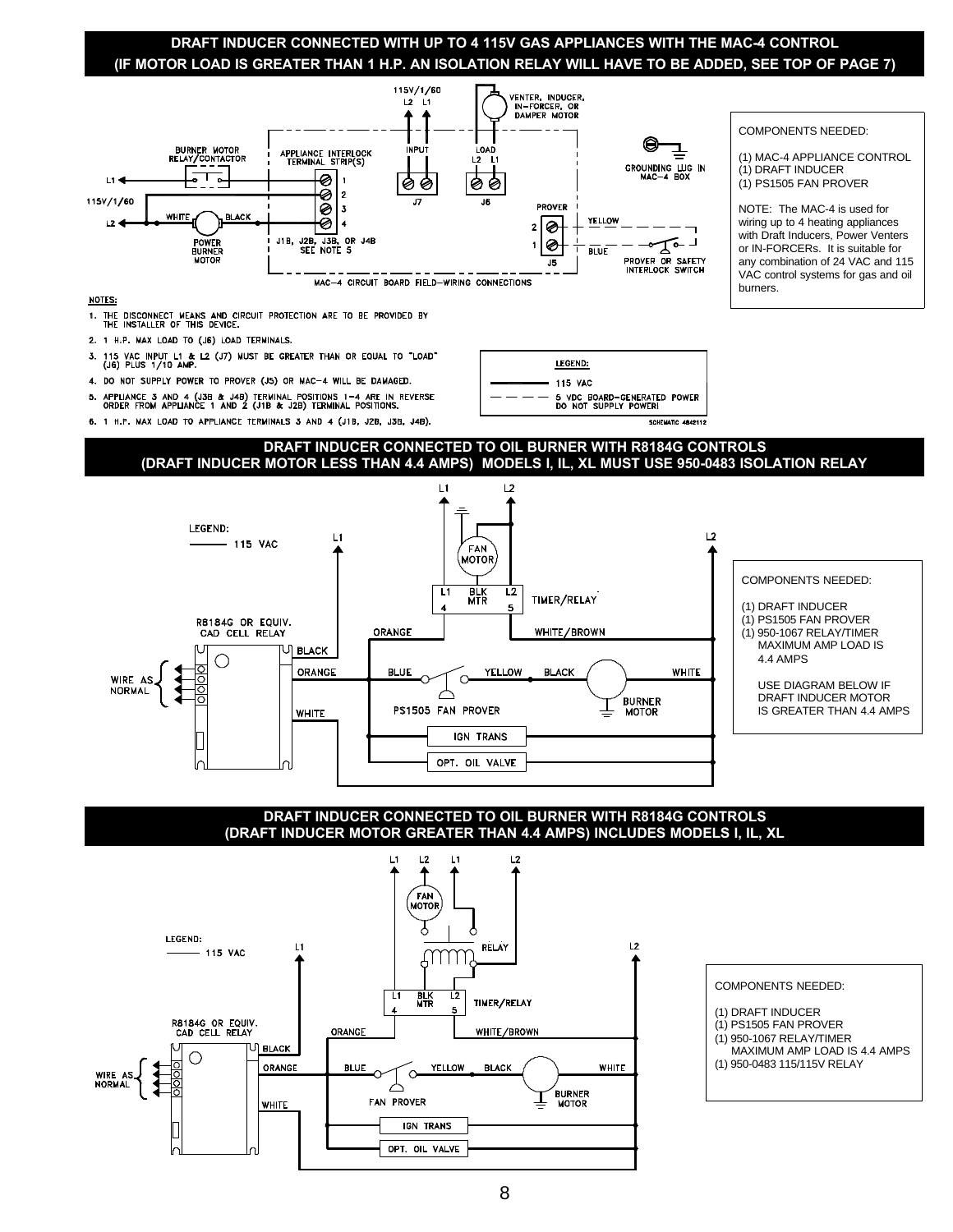## DRAFT INDUCER CONNECTED WITH UP TO 4 115V GAS APPLIANCES WITH THE MAC-4 CONTROL
## (IF MOTOR LOAD IS GREATER THAN 1 H.P. AN ISOLATION RELAY WILL HAVE TO BE ADDED, SEE TOP OF PAGE 7)

115V/1/60
L2 L1

VENTER, INDUCER, IN-FORCER, OR DAMPER MOTOR

BURNER MOTOR RELAY/CONTACTOR

APPLIANCE INTERLOCK TERMINAL STRIP(S)

INPUT

LOAD
L2 L1

L1

115V/1/60

L2

WHITE BLACK

POWER BURNER MOTOR

1
2
3
4

J1B, J2B, J3B, OR J4B
SEE NOTE 5

J7

J6

PROVER

2
1

J5

YELLOW

BLUE

PROVER OR SAFETY INTERLOCK SWITCH

GROUNDING LUG IN MAC-4 BOX

MAC-4 CIRCUIT BOARD FIELD-WIRING CONNECTIONS

COMPONENTS NEEDED:

(1) MAC-4 APPLIANCE CONTROL
(1) DRAFT INDUCER
(1) PS1505 FAN PROVER

NOTE: The MAC-4 is used for wiring up to 4 heating appliances with Draft Inducers, Power Venters or IN-FORCERs. It is suitable for any combination of 24 VAC and 115 VAC control systems for gas and oil burners.

NOTES:

1. THE DISCONNECT MEANS AND CIRCUIT PROTECTION ARE TO BE PROVIDED BY THE INSTALLER OF THIS DEVICE.
2. 1 H.P. MAX LOAD TO (J6) LOAD TERMINALS.
3. 115 VAC INPUT L1 & L2 (J7) MUST BE GREATER THAN OR EQUAL TO "LOAD" (J6) PLUS 1/10 AMP.
4. DO NOT SUPPLY POWER TO PROVER (J5) OR MAC-4 WILL BE DAMAGED.
5. APPLIANCE 3 AND 4 (J3B & J4B) TERMINAL POSITIONS 1-4 ARE IN REVERSE ORDER FROM APPLIANCE 1 AND 2 (J1B & J2B) TERMINAL POSITIONS.
6. 1 H.P. MAX LOAD TO APPLIANCE TERMINALS 3 AND 4 (J1B, J2B, J3B, J4B).

LEGEND:
——— 115 VAC
– – – 5 VDC BOARD-GENERATED POWER DO NOT SUPPLY POWER!

SCHEMATIC 4842112

## DRAFT INDUCER CONNECTED TO OIL BURNER WITH R8184G CONTROLS
## (DRAFT INDUCER MOTOR LESS THAN 4.4 AMPS) MODELS I, IL, XL MUST USE 950-0483 ISOLATION RELAY

LEGEND:
——— 115 VAC

L1 L2 L1 L2

FAN MOTOR

L1 BLK MTR L2
4 5
TIMER/RELAY

R8184G OR EQUIV. CAD CELL RELAY

WIRE AS NORMAL

BLACK
ORANGE
WHITE

ORANGE WHITE/BROWN

BLUE YELLOW BLACK WHITE

PS1505 FAN PROVER

BURNER MOTOR

IGN TRANS

OPT. OIL VALVE

COMPONENTS NEEDED:

(1) DRAFT INDUCER
(1) PS1505 FAN PROVER
(1) 950-1067 RELAY/TIMER
MAXIMUM AMP LOAD IS 4.4 AMPS

USE DIAGRAM BELOW IF DRAFT INDUCER MOTOR IS GREATER THAN 4.4 AMPS

## DRAFT INDUCER CONNECTED TO OIL BURNER WITH R8184G CONTROLS
## (DRAFT INDUCER MOTOR GREATER THAN 4.4 AMPS) INCLUDES MODELS I, IL, XL

LEGEND:
——— 115 VAC

L1 L2 L1 L2 L1 L2

FAN MOTOR

RELAY

L1 BLK MTR L2
4 5
TIMER/RELAY

R8184G OR EQUIV. CAD CELL RELAY

WIRE AS NORMAL

BLACK
ORANGE
WHITE

ORANGE WHITE/BROWN

BLUE YELLOW BLACK WHITE

FAN PROVER

BURNER MOTOR

IGN TRANS

OPT. OIL VALVE

COMPONENTS NEEDED:

(1) DRAFT INDUCER
(1) PS1505 FAN PROVER
(1) 950-1067 RELAY/TIMER
MAXIMUM AMP LOAD IS 4.4 AMPS
(1) 950-0483 115/115V RELAY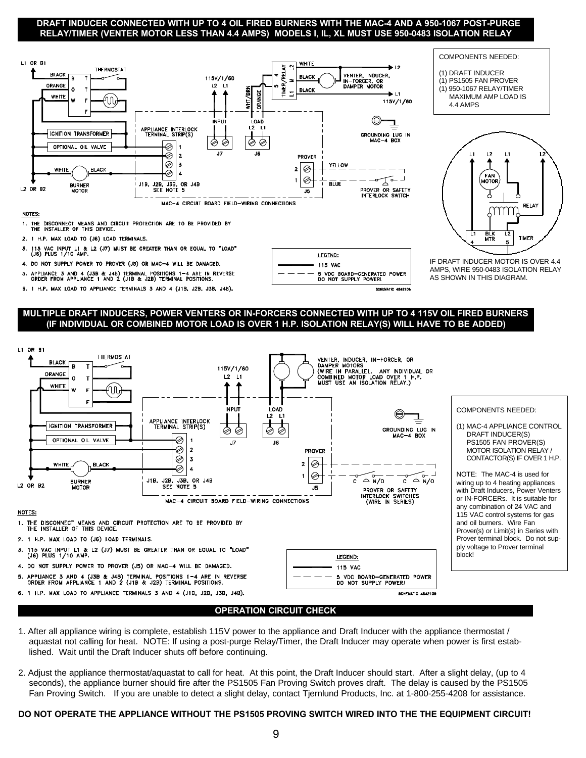## DRAFT INDUCER CONNECTED WITH UP TO 4 OIL FIRED BURNERS WITH THE MAC-4 AND A 950-1067 POST-PURGE RELAY/TIMER (VENTER MOTOR LESS THAN 4.4 AMPS) MODELS I, IL, XL MUST USE 950-0483 ISOLATION RELAY

L1 OR B1

BLACK B T THERMOSTAT

ORANGE O T

WHITE W F

F

IGNITION TRANSFORMER

OPTIONAL OIL VALVE

WHITE BLACK

BURNER MOTOR

L2 OR B2

115V/1/60
L2 L1

INPUT

WHT/BRN ORANGE

LOAD
L2 L1

J7 J6

TIMER/RELAY
L2 4 M 5 L1

WHITE L2

BLACK VENTER, INDUCER, IN-FORCER, OR DAMPER MOTOR

BLACK L1
115V/1/60

APPLIANCE INTERLOCK TERMINAL STRIP(S)
1 2 3 4

J1B, J2B, J3B, OR J4B
SEE NOTE 5

GROUNDING LUG IN MAC-4 BOX

PROVER
2 YELLOW
1 BLUE
J5

PROVER OR SAFETY INTERLOCK SWITCH

MAC-4 CIRCUIT BOARD FIELD-WIRING CONNECTIONS

COMPONENTS NEEDED:

(1) DRAFT INDUCER
(1) PS1505 FAN PROVER
(1) 950-1067 RELAY/TIMER
MAXIMUM AMP LOAD IS 4.4 AMPS

L1 L2 L1 L2

FAN MOTOR

RELAY

L1 BLK L2
4 MTR 5
TIMER

IF DRAFT INDUCER MOTOR IS OVER 4.4 AMPS, WIRE 950-0483 ISOLATION RELAY AS SHOWN IN THIS DIAGRAM.

**NOTES:**

1. THE DISCONNECT MEANS AND CIRCUIT PROTECTION ARE TO BE PROVIDED BY THE INSTALLER OF THIS DEVICE.
2. 1 H.P. MAX LOAD TO (J6) LOAD TERMINALS.
3. 115 VAC INPUT L1 & L2 (J7) MUST BE GREATER THAN OR EQUAL TO "LOAD" (J6) PLUS 1/10 AMP.
4. DO NOT SUPPLY POWER TO PROVER (J5) OR MAC-4 WILL BE DAMAGED.
5. APPLIANCE 3 AND 4 (J3B & J4B) TERMINAL POSITIONS 1-4 ARE IN REVERSE ORDER FROM APPLIANCE 1 AND 2 (J1B & J2B) TERMINAL POSITIONS.
6. 1 H.P. MAX LOAD TO APPLIANCE TERMINALS 3 AND 4 (J1B, J2B, J3B, J4B).

LEGEND:
——— 115 VAC
– – – 5 VDC BOARD-GENERATED POWER DO NOT SUPPLY POWER!

SCHEMATIC 4842108

## MULTIPLE DRAFT INDUCERS, POWER VENTERS OR IN-FORCERS CONNECTED WITH UP TO 4 115V OIL FIRED BURNERS (IF INDIVIDUAL OR COMBINED MOTOR LOAD IS OVER 1 H.P. ISOLATION RELAY(S) WILL HAVE TO BE ADDED)

L1 OR B1

BLACK B T THERMOSTAT

ORANGE O T

WHITE W F

F

IGNITION TRANSFORMER

OPTIONAL OIL VALVE

WHITE BLACK

BURNER MOTOR

L2 OR B2

115V/1/60
L2 L1

VENTER, INDUCER, IN-FORCER, OR DAMPER MOTORS
(WIRE IN PARALLEL. ANY INDIVIDUAL OR COMBINED MOTOR LOAD OVER 1 H.P. MUST USE AN ISOLATION RELAY.)

INPUT LOAD
L2 L1

APPLIANCE INTERLOCK TERMINAL STRIP(S)
1 2 3 4

J7 J6

GROUNDING LUG IN MAC-4 BOX

PROVER
2
1
J5

C N/O C N/O

PROVER OR SAFETY INTERLOCK SWITCHES (WIRE IN SERIES)

J1B, J2B, J3B, OR J4B
SEE NOTE 5

MAC-4 CIRCUIT BOARD FIELD-WIRING CONNECTIONS

COMPONENTS NEEDED:

(1) MAC-4 APPLIANCE CONTROL
DRAFT INDUCER(S)
PS1505 FAN PROVER(S)
MOTOR ISOLATION RELAY / CONTACTOR(S) IF OVER 1 H.P.

NOTE: The MAC-4 is used for wiring up to 4 heating appliances with Draft Inducers, Power Venters or IN-FORCERs. It is suitable for any combination of 24 VAC and 115 VAC control systems for gas and oil burners. Wire Fan Prover(s) or Limit(s) in Series with Prover terminal block. Do not supply voltage to Prover terminal block!

**NOTES:**

1. THE DISCONNECT MEANS AND CIRCUIT PROTECTION ARE TO BE PROVIDED BY THE INSTALLER OF THIS DEVICE.
2. 1 H.P. MAX LOAD TO (J6) LOAD TERMINALS.
3. 115 VAC INPUT L1 & L2 (J7) MUST BE GREATER THAN OR EQUAL TO "LOAD" (J6) PLUS 1/10 AMP.
4. DO NOT SUPPLY POWER TO PROVER (J5) OR MAC-4 WILL BE DAMAGED.
5. APPLIANCE 3 AND 4 (J3B & J4B) TERMINAL POSITIONS 1-4 ARE IN REVERSE ORDER FROM APPLIANCE 1 AND 2 (J1B & J2B) TERMINAL POSITIONS.
6. 1 H.P. MAX LOAD TO APPLIANCE TERMINALS 3 AND 4 (J1B, J2B, J3B, J4B).

LEGEND:
——— 115 VAC
– – – 5 VDC BOARD-GENERATED POWER DO NOT SUPPLY POWER!

SCHEMATIC 4842109

## OPERATION CIRCUIT CHECK

1. After all appliance wiring is complete, establish 115V power to the appliance and Draft Inducer with the appliance thermostat / aquastat not calling for heat. NOTE: If using a post-purge Relay/Timer, the Draft Inducer may operate when power is first established. Wait until the Draft Inducer shuts off before continuing.

2. Adjust the appliance thermostat/aquastat to call for heat. At this point, the Draft Inducer should start. After a slight delay, (up to 4 seconds), the appliance burner should fire after the PS1505 Fan Proving Switch proves draft. The delay is caused by the PS1505 Fan Proving Switch. If you are unable to detect a slight delay, contact Tjernlund Products, Inc. at 1-800-255-4208 for assistance.

**DO NOT OPERATE THE APPLIANCE WITHOUT THE PS1505 PROVING SWITCH WIRED INTO THE THE EQUIPMENT CIRCUIT!**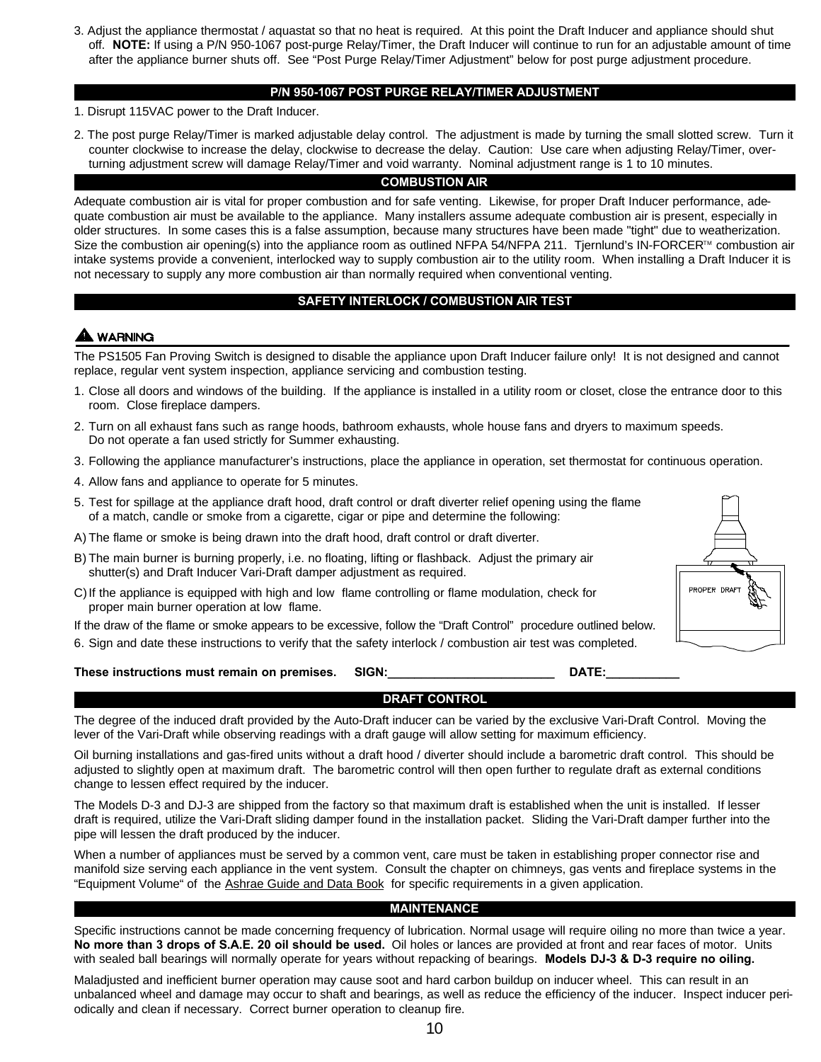3. Adjust the appliance thermostat / aquastat so that no heat is required. At this point the Draft Inducer and appliance should shut off. **NOTE:** If using a P/N 950-1067 post-purge Relay/Timer, the Draft Inducer will continue to run for an adjustable amount of time after the appliance burner shuts off. See "Post Purge Relay/Timer Adjustment" below for post purge adjustment procedure.

## P/N 950-1067 POST PURGE RELAY/TIMER ADJUSTMENT

1. Disrupt 115VAC power to the Draft Inducer.
2. The post purge Relay/Timer is marked adjustable delay control. The adjustment is made by turning the small slotted screw. Turn it counter clockwise to increase the delay, clockwise to decrease the delay. Caution: Use care when adjusting Relay/Timer, over-turning adjustment screw will damage Relay/Timer and void warranty. Nominal adjustment range is 1 to 10 minutes.

## COMBUSTION AIR

Adequate combustion air is vital for proper combustion and for safe venting. Likewise, for proper Draft Inducer performance, adequate combustion air must be available to the appliance. Many installers assume adequate combustion air is present, especially in older structures. In some cases this is a false assumption, because many structures have been made "tight" due to weatherization. Size the combustion air opening(s) into the appliance room as outlined NFPA 54/NFPA 211. Tjernlund's IN-FORCER™ combustion air intake systems provide a convenient, interlocked way to supply combustion air to the utility room. When installing a Draft Inducer it is not necessary to supply any more combustion air than normally required when conventional venting.

## SAFETY INTERLOCK / COMBUSTION AIR TEST

**⚠ WARNING**

The PS1505 Fan Proving Switch is designed to disable the appliance upon Draft Inducer failure only! It is not designed and cannot replace, regular vent system inspection, appliance servicing and combustion testing.

1. Close all doors and windows of the building. If the appliance is installed in a utility room or closet, close the entrance door to this room. Close fireplace dampers.
2. Turn on all exhaust fans such as range hoods, bathroom exhausts, whole house fans and dryers to maximum speeds. Do not operate a fan used strictly for Summer exhausting.
3. Following the appliance manufacturer's instructions, place the appliance in operation, set thermostat for continuous operation.
4. Allow fans and appliance to operate for 5 minutes.
5. Test for spillage at the appliance draft hood, draft control or draft diverter relief opening using the flame of a match, candle or smoke from a cigarette, cigar or pipe and determine the following:

A) The flame or smoke is being drawn into the draft hood, draft control or draft diverter.

B) The main burner is burning properly, i.e. no floating, lifting or flashback. Adjust the primary air shutter(s) and Draft Inducer Vari-Draft damper adjustment as required.

C) If the appliance is equipped with high and low flame controlling or flame modulation, check for proper main burner operation at low flame.

If the draw of the flame or smoke appears to be excessive, follow the "Draft Control" procedure outlined below.

6. Sign and date these instructions to verify that the safety interlock / combustion air test was completed.

PROPER DRAFT

**These instructions must remain on premises. SIGN:_________________________ DATE:___________**

## DRAFT CONTROL

The degree of the induced draft provided by the Auto-Draft inducer can be varied by the exclusive Vari-Draft Control. Moving the lever of the Vari-Draft while observing readings with a draft gauge will allow setting for maximum efficiency.

Oil burning installations and gas-fired units without a draft hood / diverter should include a barometric draft control. This should be adjusted to slightly open at maximum draft. The barometric control will then open further to regulate draft as external conditions change to lessen effect required by the inducer.

The Models D-3 and DJ-3 are shipped from the factory so that maximum draft is established when the unit is installed. If lesser draft is required, utilize the Vari-Draft sliding damper found in the installation packet. Sliding the Vari-Draft damper further into the pipe will lessen the draft produced by the inducer.

When a number of appliances must be served by a common vent, care must be taken in establishing proper connector rise and manifold size serving each appliance in the vent system. Consult the chapter on chimneys, gas vents and fireplace systems in the "Equipment Volume" of the Ashrae Guide and Data Book for specific requirements in a given application.

## MAINTENANCE

Specific instructions cannot be made concerning frequency of lubrication. Normal usage will require oiling no more than twice a year. **No more than 3 drops of S.A.E. 20 oil should be used.** Oil holes or lances are provided at front and rear faces of motor. Units with sealed ball bearings will normally operate for years without repacking of bearings. **Models DJ-3 & D-3 require no oiling.**

Maladjusted and inefficient burner operation may cause soot and hard carbon buildup on inducer wheel. This can result in an unbalanced wheel and damage may occur to shaft and bearings, as well as reduce the efficiency of the inducer. Inspect inducer periodically and clean if necessary. Correct burner operation to cleanup fire.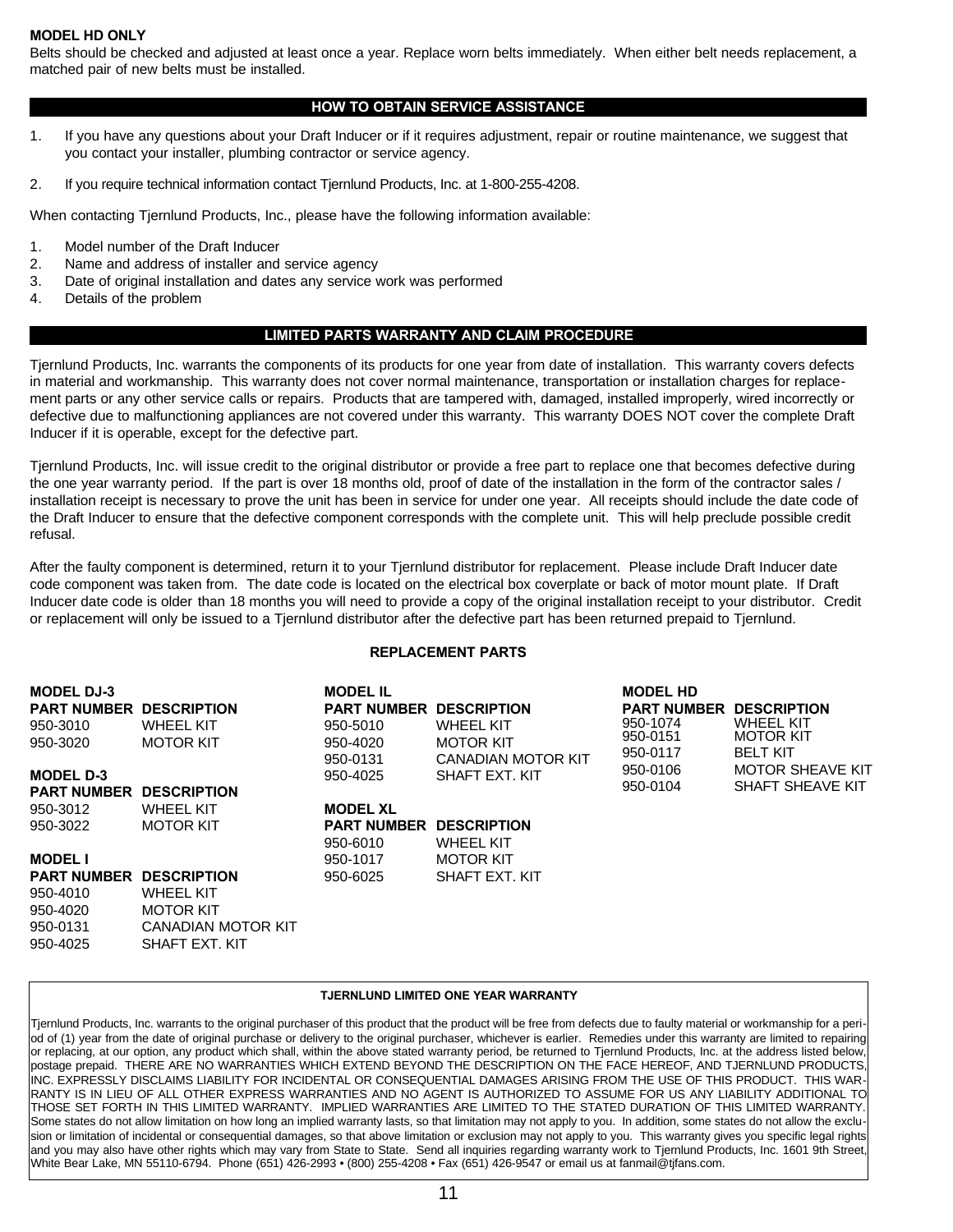**MODEL HD ONLY**

Belts should be checked and adjusted at least once a year. Replace worn belts immediately. When either belt needs replacement, a matched pair of new belts must be installed.

## HOW TO OBTAIN SERVICE ASSISTANCE

1. If you have any questions about your Draft Inducer or if it requires adjustment, repair or routine maintenance, we suggest that you contact your installer, plumbing contractor or service agency.
2. If you require technical information contact Tjernlund Products, Inc. at 1-800-255-4208.

When contacting Tjernlund Products, Inc., please have the following information available:

1. Model number of the Draft Inducer
2. Name and address of installer and service agency
3. Date of original installation and dates any service work was performed
4. Details of the problem

## LIMITED PARTS WARRANTY AND CLAIM PROCEDURE

Tjernlund Products, Inc. warrants the components of its products for one year from date of installation. This warranty covers defects in material and workmanship. This warranty does not cover normal maintenance, transportation or installation charges for replacement parts or any other service calls or repairs. Products that are tampered with, damaged, installed improperly, wired incorrectly or defective due to malfunctioning appliances are not covered under this warranty. This warranty DOES NOT cover the complete Draft Inducer if it is operable, except for the defective part.

Tjernlund Products, Inc. will issue credit to the original distributor or provide a free part to replace one that becomes defective during the one year warranty period. If the part is over 18 months old, proof of date of the installation in the form of the contractor sales / installation receipt is necessary to prove the unit has been in service for under one year. All receipts should include the date code of the Draft Inducer to ensure that the defective component corresponds with the complete unit. This will help preclude possible credit refusal.

After the faulty component is determined, return it to your Tjernlund distributor for replacement. Please include Draft Inducer date code component was taken from. The date code is located on the electrical box coverplate or back of motor mount plate. If Draft Inducer date code is older than 18 months you will need to provide a copy of the original installation receipt to your distributor. Credit or replacement will only be issued to a Tjernlund distributor after the defective part has been returned prepaid to Tjernlund.

### REPLACEMENT PARTS

**MODEL DJ-3**

| PART NUMBER | DESCRIPTION |
|---|---|
| 950-3010 | WHEEL KIT |
| 950-3020 | MOTOR KIT |

**MODEL D-3**

| PART NUMBER | DESCRIPTION |
|---|---|
| 950-3012 | WHEEL KIT |
| 950-3022 | MOTOR KIT |

**MODEL I**

| PART NUMBER | DESCRIPTION |
|---|---|
| 950-4010 | WHEEL KIT |
| 950-4020 | MOTOR KIT |
| 950-0131 | CANADIAN MOTOR KIT |
| 950-4025 | SHAFT EXT. KIT |

**MODEL IL**

| PART NUMBER | DESCRIPTION |
|---|---|
| 950-5010 | WHEEL KIT |
| 950-4020 | MOTOR KIT |
| 950-0131 | CANADIAN MOTOR KIT |
| 950-4025 | SHAFT EXT. KIT |

**MODEL XL**

| PART NUMBER | DESCRIPTION |
|---|---|
| 950-6010 | WHEEL KIT |
| 950-1017 | MOTOR KIT |
| 950-6025 | SHAFT EXT. KIT |

**MODEL HD**

| PART NUMBER | DESCRIPTION |
|---|---|
| 950-1074 | WHEEL KIT |
| 950-0151 | MOTOR KIT |
| 950-0117 | BELT KIT |
| 950-0106 | MOTOR SHEAVE KIT |
| 950-0104 | SHAFT SHEAVE KIT |

### TJERNLUND LIMITED ONE YEAR WARRANTY

Tjernlund Products, Inc. warrants to the original purchaser of this product that the product will be free from defects due to faulty material or workmanship for a period of (1) year from the date of original purchase or delivery to the original purchaser, whichever is earlier. Remedies under this warranty are limited to repairing or replacing, at our option, any product which shall, within the above stated warranty period, be returned to Tjernlund Products, Inc. at the address listed below, postage prepaid. THERE ARE NO WARRANTIES WHICH EXTEND BEYOND THE DESCRIPTION ON THE FACE HEREOF, AND TJERNLUND PRODUCTS, INC. EXPRESSLY DISCLAIMS LIABILITY FOR INCIDENTAL OR CONSEQUENTIAL DAMAGES ARISING FROM THE USE OF THIS PRODUCT. THIS WARRANTY IS IN LIEU OF ALL OTHER EXPRESS WARRANTIES AND NO AGENT IS AUTHORIZED TO ASSUME FOR US ANY LIABILITY ADDITIONAL TO THOSE SET FORTH IN THIS LIMITED WARRANTY. IMPLIED WARRANTIES ARE LIMITED TO THE STATED DURATION OF THIS LIMITED WARRANTY. Some states do not allow limitation on how long an implied warranty lasts, so that limitation may not apply to you. In addition, some states do not allow the exclusion or limitation of incidental or consequential damages, so that above limitation or exclusion may not apply to you. This warranty gives you specific legal rights and you may also have other rights which may vary from State to State. Send all inquiries regarding warranty work to Tjernlund Products, Inc. 1601 9th Street, White Bear Lake, MN 55110-6794. Phone (651) 426-2993 • (800) 255-4208 • Fax (651) 426-9547 or email us at fanmail@tjfans.com.